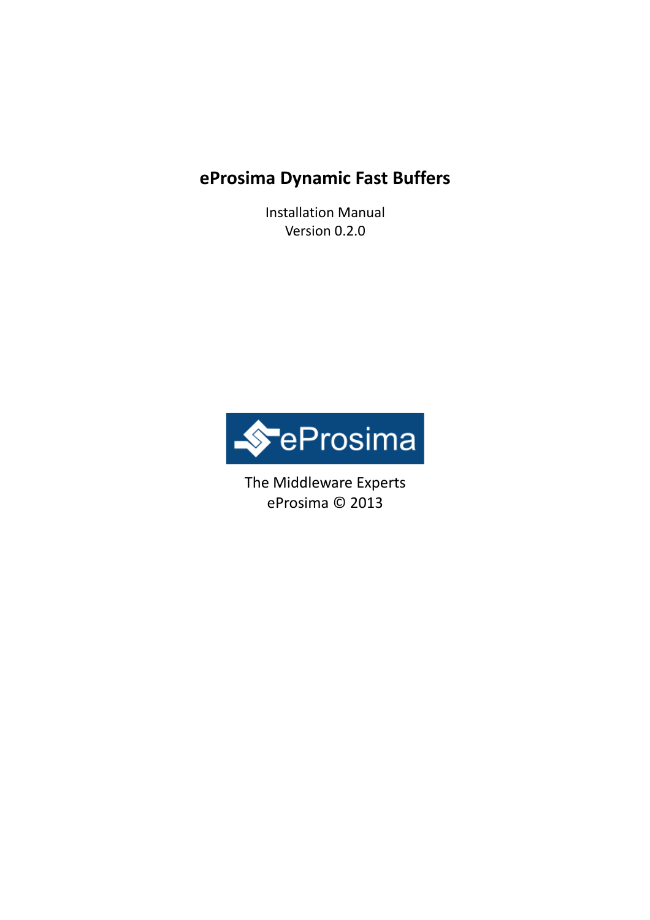# eProsima Dynamic Fast Buffers

Installation Manual
Version 0.2.0

eProsima

The Middleware Experts
eProsima © 2013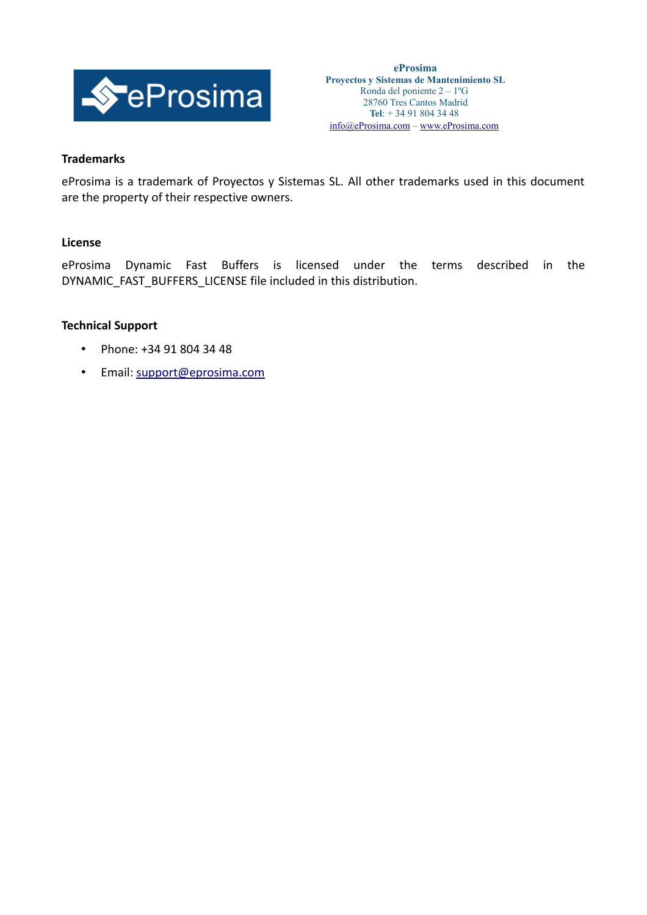**eProsima**
**Proyectos y Sistemas de Mantenimiento SL**
Ronda del poniente 2 – 1ºG
28760 Tres Cantos Madrid
**Tel**: + 34 91 804 34 48
info@eProsima.com – www.eProsima.com

### Trademarks

eProsima is a trademark of Proyectos y Sistemas SL. All other trademarks used in this document are the property of their respective owners.

### License

eProsima Dynamic Fast Buffers is licensed under the terms described in the DYNAMIC_FAST_BUFFERS_LICENSE file included in this distribution.

### Technical Support

- Phone: +34 91 804 34 48
- Email: support@eprosima.com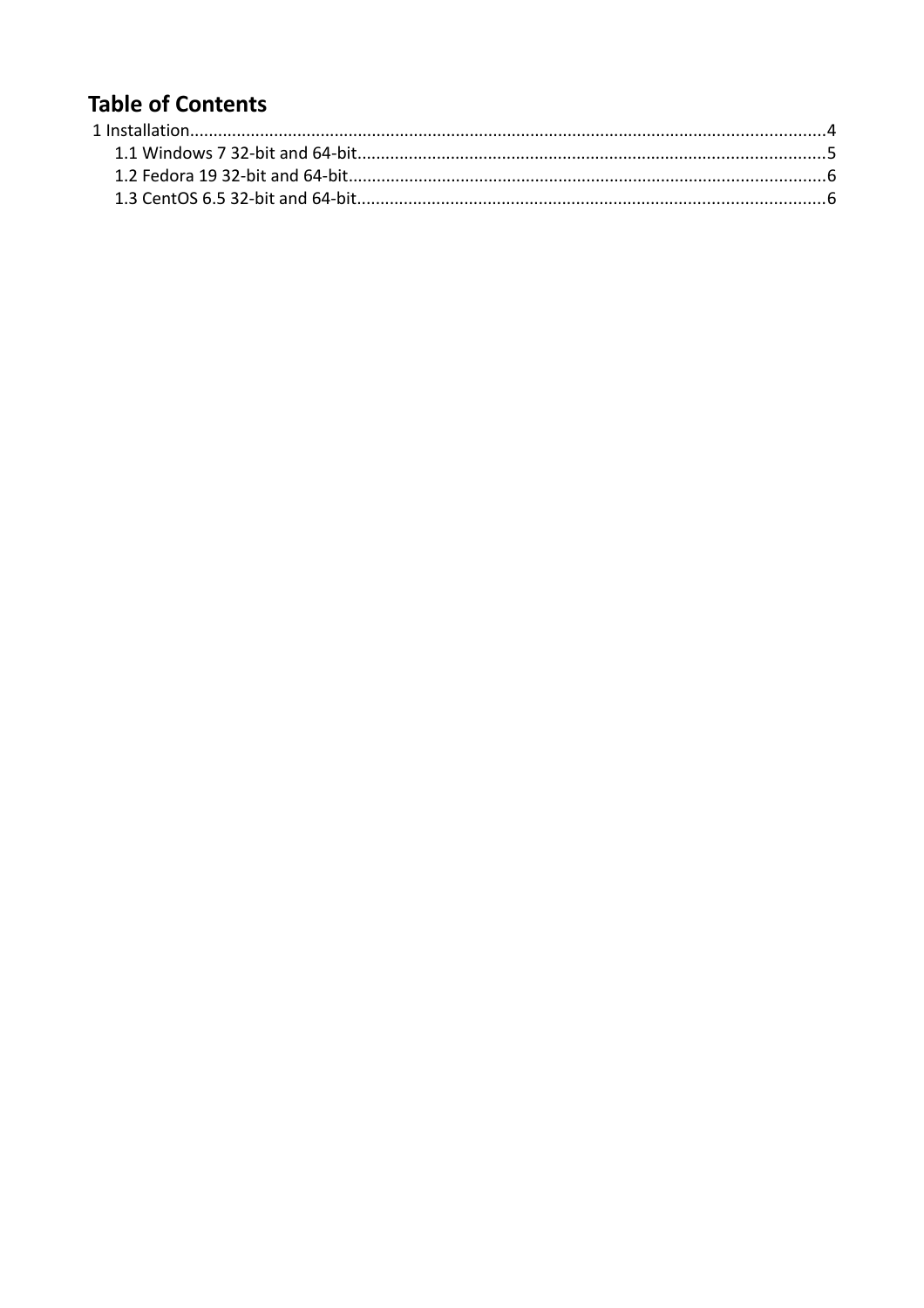## Table of Contents

1 Installation....................................................................................................................................4

- 1.1 Windows 7 32-bit and 64-bit....................................................................................................5
- 1.2 Fedora 19 32-bit and 64-bit......................................................................................................6
- 1.3 CentOS 6.5 32-bit and 64-bit....................................................................................................6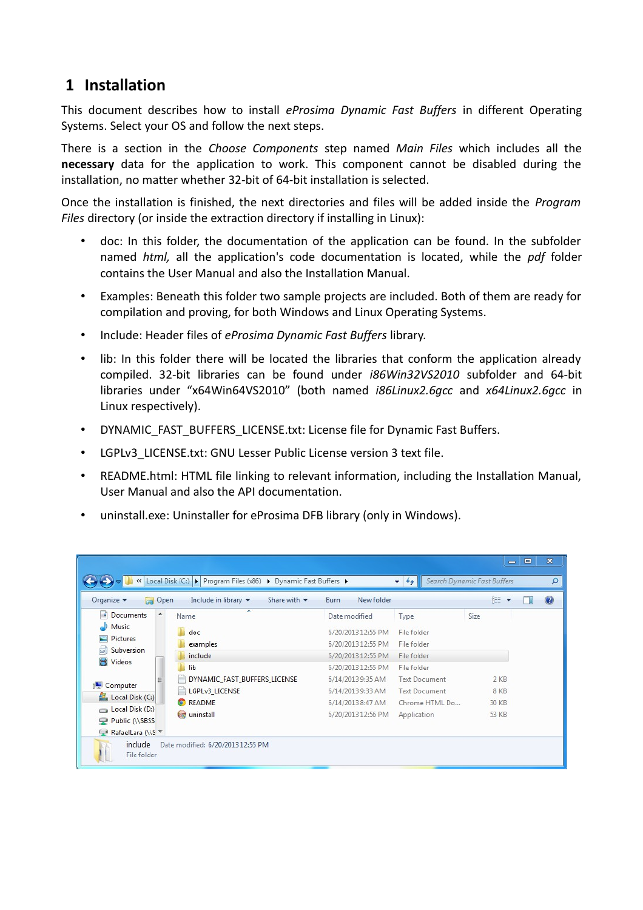# 1 Installation

This document describes how to install *eProsima Dynamic Fast Buffers* in different Operating Systems. Select your OS and follow the next steps.

There is a section in the *Choose Components* step named *Main Files* which includes all the **necessary** data for the application to work. This component cannot be disabled during the installation, no matter whether 32-bit of 64-bit installation is selected.

Once the installation is finished, the next directories and files will be added inside the *Program Files* directory (or inside the extraction directory if installing in Linux):

- doc: In this folder, the documentation of the application can be found. In the subfolder named *html,* all the application's code documentation is located, while the *pdf* folder contains the User Manual and also the Installation Manual.
- Examples: Beneath this folder two sample projects are included. Both of them are ready for compilation and proving, for both Windows and Linux Operating Systems.
- Include: Header files of *eProsima Dynamic Fast Buffers* library.
- lib: In this folder there will be located the libraries that conform the application already compiled. 32-bit libraries can be found under *i86Win32VS2010* subfolder and 64-bit libraries under "x64Win64VS2010" (both named *i86Linux2.6gcc* and *x64Linux2.6gcc* in Linux respectively).
- DYNAMIC_FAST_BUFFERS_LICENSE.txt: License file for Dynamic Fast Buffers.
- LGPLv3_LICENSE.txt: GNU Lesser Public License version 3 text file.
- README.html: HTML file linking to relevant information, including the Installation Manual, User Manual and also the API documentation.
- uninstall.exe: Uninstaller for eProsima DFB library (only in Windows).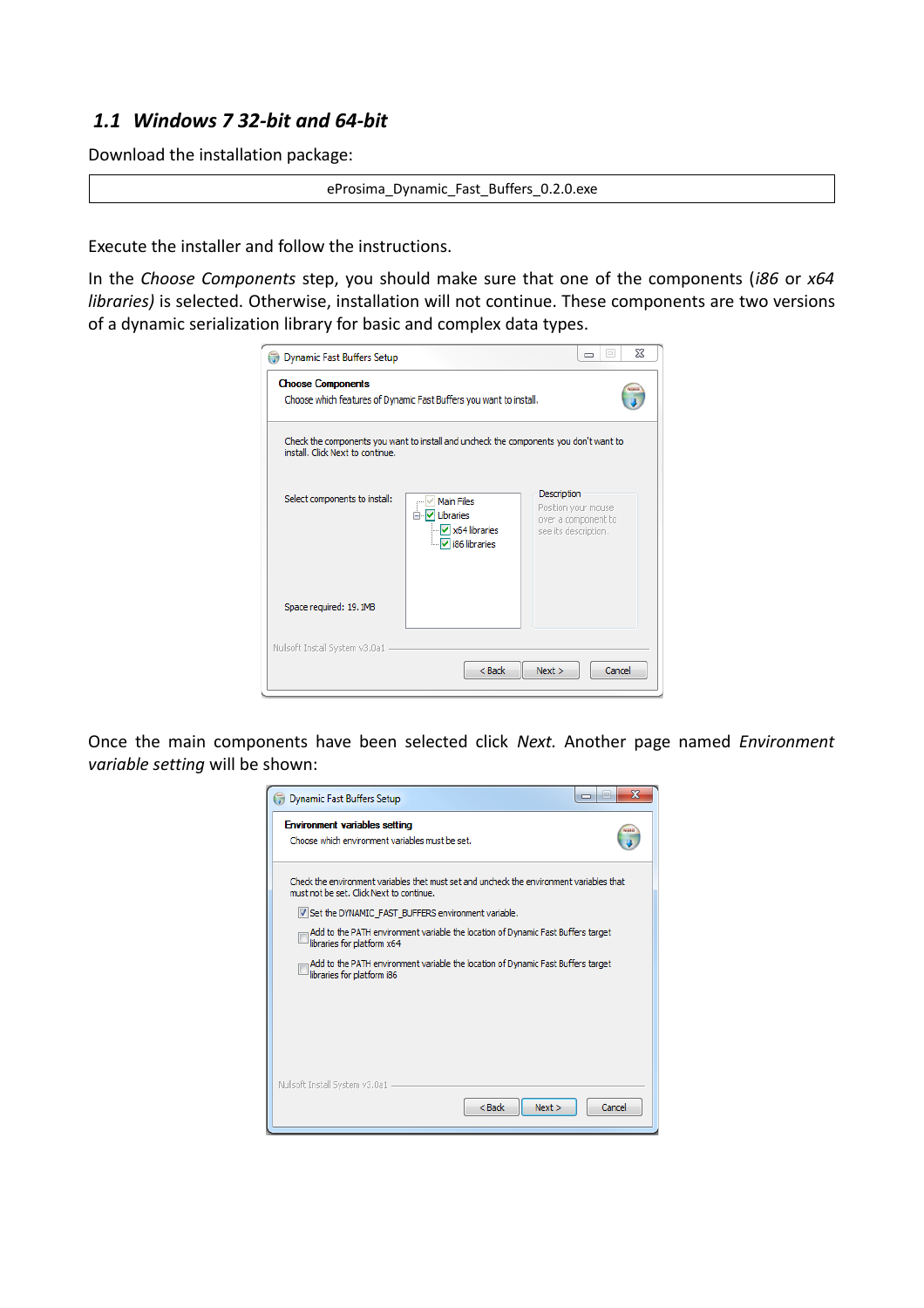### 1.1 *Windows 7 32-bit and 64-bit*

Download the installation package:

| eProsima_Dynamic_Fast_Buffers_0.2.0.exe |
|---|

Execute the installer and follow the instructions.

In the *Choose Components* step, you should make sure that one of the components (*i86* or *x64 libraries)* is selected. Otherwise, installation will not continue. These components are two versions of a dynamic serialization library for basic and complex data types.

Once the main components have been selected click *Next.* Another page named *Environment variable setting* will be shown: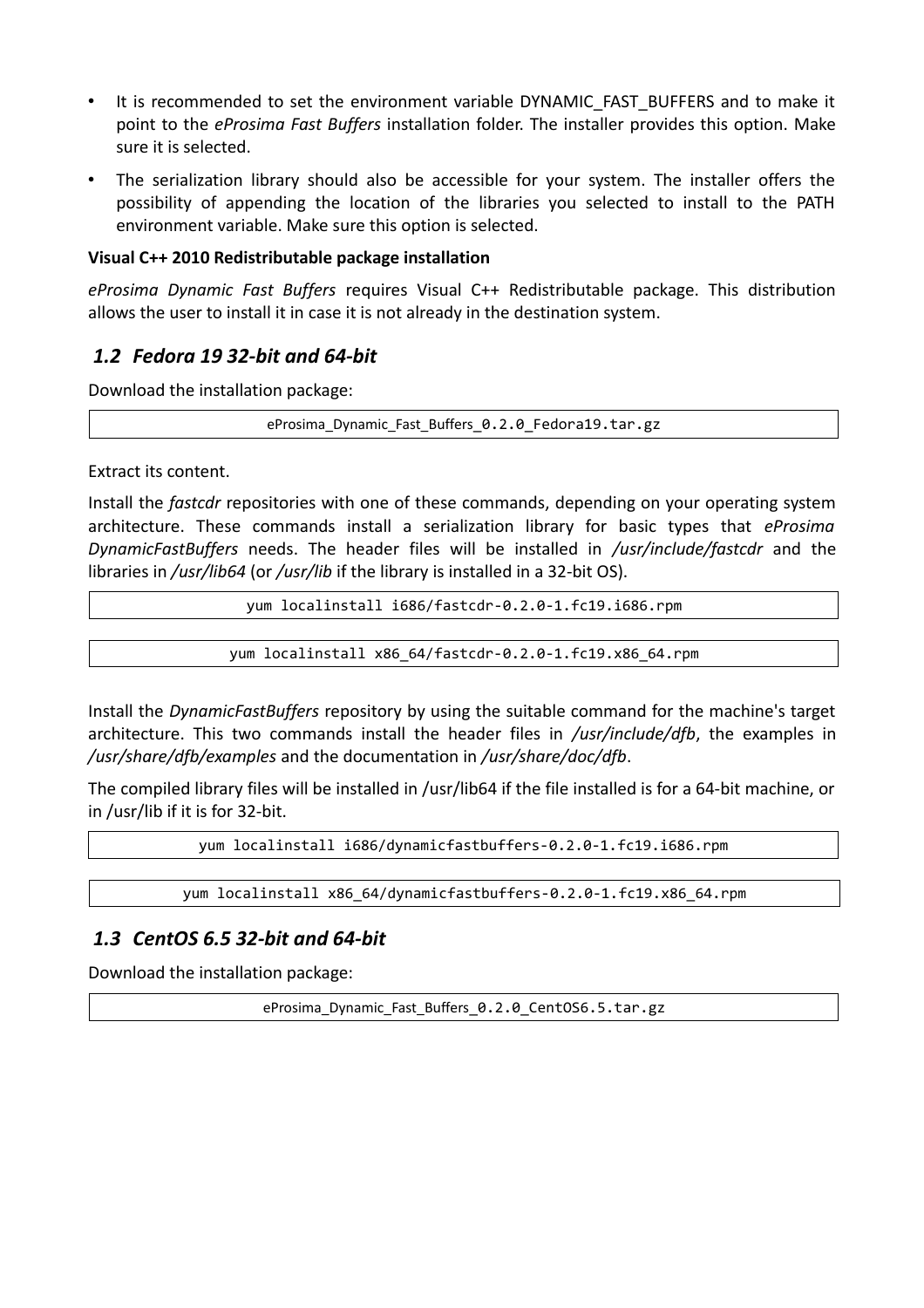- It is recommended to set the environment variable DYNAMIC_FAST_BUFFERS and to make it point to the *eProsima Fast Buffers* installation folder. The installer provides this option. Make sure it is selected.
- The serialization library should also be accessible for your system. The installer offers the possibility of appending the location of the libraries you selected to install to the PATH environment variable. Make sure this option is selected.

**Visual C++ 2010 Redistributable package installation**

*eProsima Dynamic Fast Buffers* requires Visual C++ Redistributable package. This distribution allows the user to install it in case it is not already in the destination system.

## *1.2 Fedora 19 32-bit and 64-bit*

Download the installation package:

```
eProsima_Dynamic_Fast_Buffers_0.2.0_Fedora19.tar.gz
```

Extract its content.

Install the *fastcdr* repositories with one of these commands, depending on your operating system architecture. These commands install a serialization library for basic types that *eProsima DynamicFastBuffers* needs. The header files will be installed in */usr/include/fastcdr* and the libraries in */usr/lib64* (or */usr/lib* if the library is installed in a 32-bit OS).

```
yum localinstall i686/fastcdr-0.2.0-1.fc19.i686.rpm
```

```
yum localinstall x86_64/fastcdr-0.2.0-1.fc19.x86_64.rpm
```

Install the *DynamicFastBuffers* repository by using the suitable command for the machine's target architecture. This two commands install the header files in */usr/include/dfb*, the examples in */usr/share/dfb/examples* and the documentation in */usr/share/doc/dfb*.

The compiled library files will be installed in /usr/lib64 if the file installed is for a 64-bit machine, or in /usr/lib if it is for 32-bit.

```
yum localinstall i686/dynamicfastbuffers-0.2.0-1.fc19.i686.rpm
```

```
yum localinstall x86_64/dynamicfastbuffers-0.2.0-1.fc19.x86_64.rpm
```

## *1.3 CentOS 6.5 32-bit and 64-bit*

Download the installation package:

```
eProsima_Dynamic_Fast_Buffers_0.2.0_CentOS6.5.tar.gz
```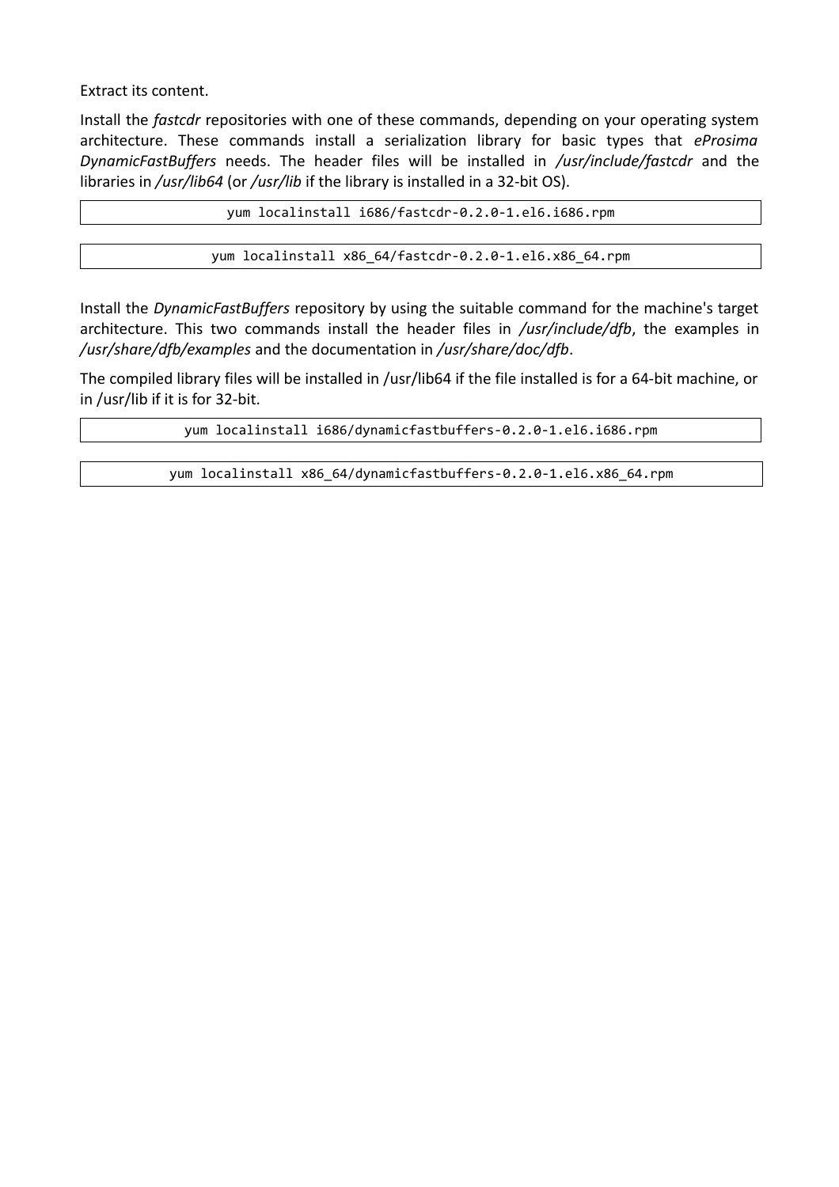Extract its content.

Install the *fastcdr* repositories with one of these commands, depending on your operating system architecture. These commands install a serialization library for basic types that *eProsima DynamicFastBuffers* needs. The header files will be installed in */usr/include/fastcdr* and the libraries in */usr/lib64* (or */usr/lib* if the library is installed in a 32-bit OS).

```
yum localinstall i686/fastcdr-0.2.0-1.el6.i686.rpm
```

```
yum localinstall x86_64/fastcdr-0.2.0-1.el6.x86_64.rpm
```

Install the *DynamicFastBuffers* repository by using the suitable command for the machine's target architecture. This two commands install the header files in */usr/include/dfb*, the examples in */usr/share/dfb/examples* and the documentation in */usr/share/doc/dfb*.

The compiled library files will be installed in /usr/lib64 if the file installed is for a 64-bit machine, or in /usr/lib if it is for 32-bit.

```
yum localinstall i686/dynamicfastbuffers-0.2.0-1.el6.i686.rpm
```

```
yum localinstall x86_64/dynamicfastbuffers-0.2.0-1.el6.x86_64.rpm
```